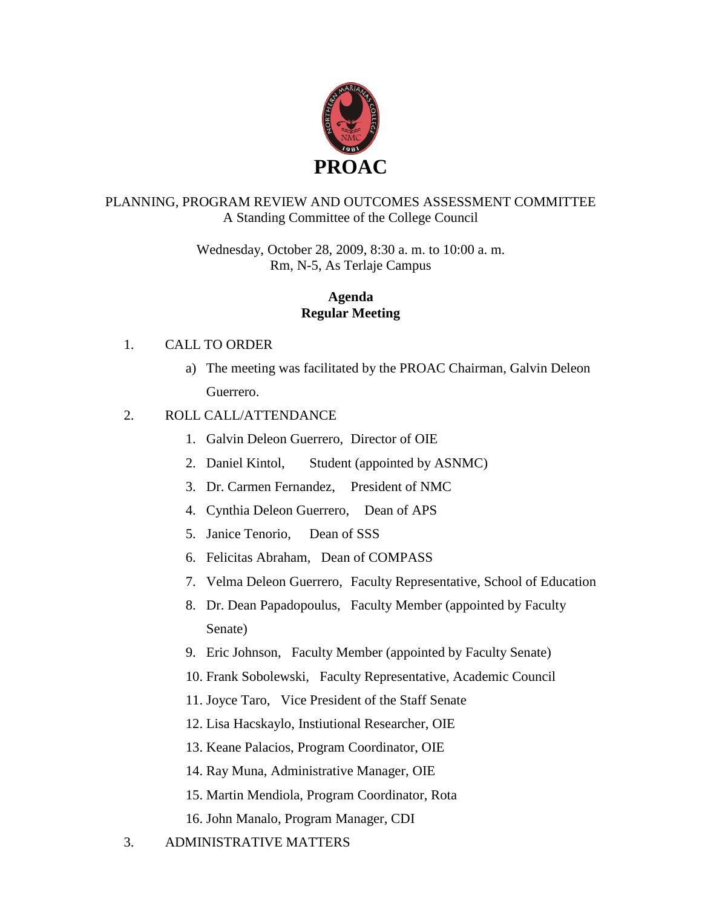# PROAC

PLANNING, PROGRAM REVIEW AND OUTCOMES ASSESSMENT COMMITTEE
A Standing Committee of the College Council

Wednesday, October 28, 2009, 8:30 a. m. to 10:00 a. m.
Rm, N-5, As Terlaje Campus

**Agenda**
**Regular Meeting**

1. CALL TO ORDER
   a) The meeting was facilitated by the PROAC Chairman, Galvin Deleon Guerrero.

2. ROLL CALL/ATTENDANCE
   1. Galvin Deleon Guerrero, Director of OIE
   2. Daniel Kintol, Student (appointed by ASNMC)
   3. Dr. Carmen Fernandez, President of NMC
   4. Cynthia Deleon Guerrero, Dean of APS
   5. Janice Tenorio, Dean of SSS
   6. Felicitas Abraham, Dean of COMPASS
   7. Velma Deleon Guerrero, Faculty Representative, School of Education
   8. Dr. Dean Papadopoulus, Faculty Member (appointed by Faculty Senate)
   9. Eric Johnson, Faculty Member (appointed by Faculty Senate)
   10. Frank Sobolewski, Faculty Representative, Academic Council
   11. Joyce Taro, Vice President of the Staff Senate
   12. Lisa Hacskaylo, Instiutional Researcher, OIE
   13. Keane Palacios, Program Coordinator, OIE
   14. Ray Muna, Administrative Manager, OIE
   15. Martin Mendiola, Program Coordinator, Rota
   16. John Manalo, Program Manager, CDI

3. ADMINISTRATIVE MATTERS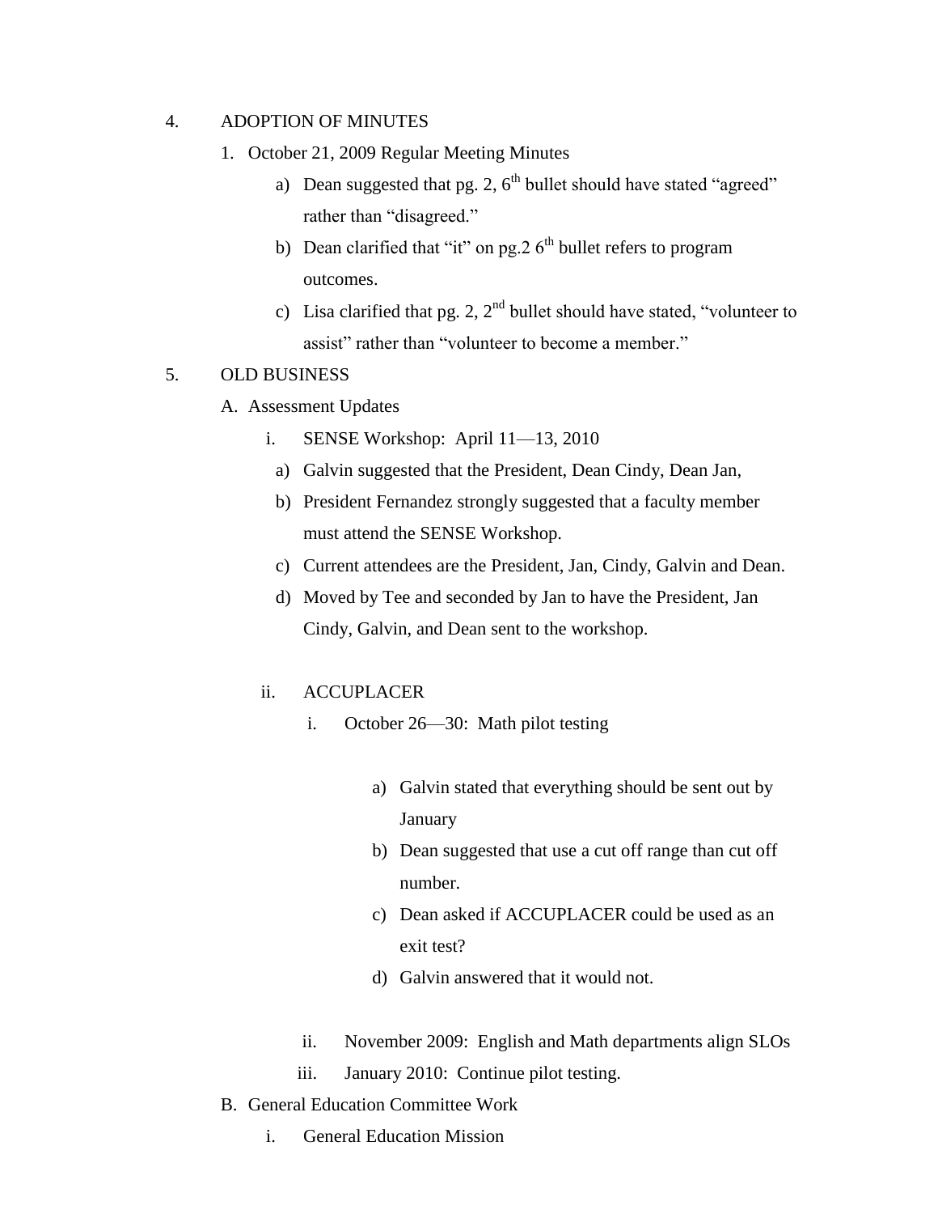4. ADOPTION OF MINUTES

   1. October 21, 2009 Regular Meeting Minutes
      - a) Dean suggested that pg. 2, 6th bullet should have stated "agreed" rather than "disagreed."
      - b) Dean clarified that "it" on pg.2 6th bullet refers to program outcomes.
      - c) Lisa clarified that pg. 2, 2nd bullet should have stated, "volunteer to assist" rather than "volunteer to become a member."

5. OLD BUSINESS

   A. Assessment Updates

      i. SENSE Workshop: April 11—13, 2010
         - a) Galvin suggested that the President, Dean Cindy, Dean Jan,
         - b) President Fernandez strongly suggested that a faculty member must attend the SENSE Workshop.
         - c) Current attendees are the President, Jan, Cindy, Galvin and Dean.
         - d) Moved by Tee and seconded by Jan to have the President, Jan Cindy, Galvin, and Dean sent to the workshop.

      ii. ACCUPLACER
         - i. October 26—30: Math pilot testing
            - a) Galvin stated that everything should be sent out by January
            - b) Dean suggested that use a cut off range than cut off number.
            - c) Dean asked if ACCUPLACER could be used as an exit test?
            - d) Galvin answered that it would not.
         - ii. November 2009: English and Math departments align SLOs
         - iii. January 2010: Continue pilot testing.

   B. General Education Committee Work

      i. General Education Mission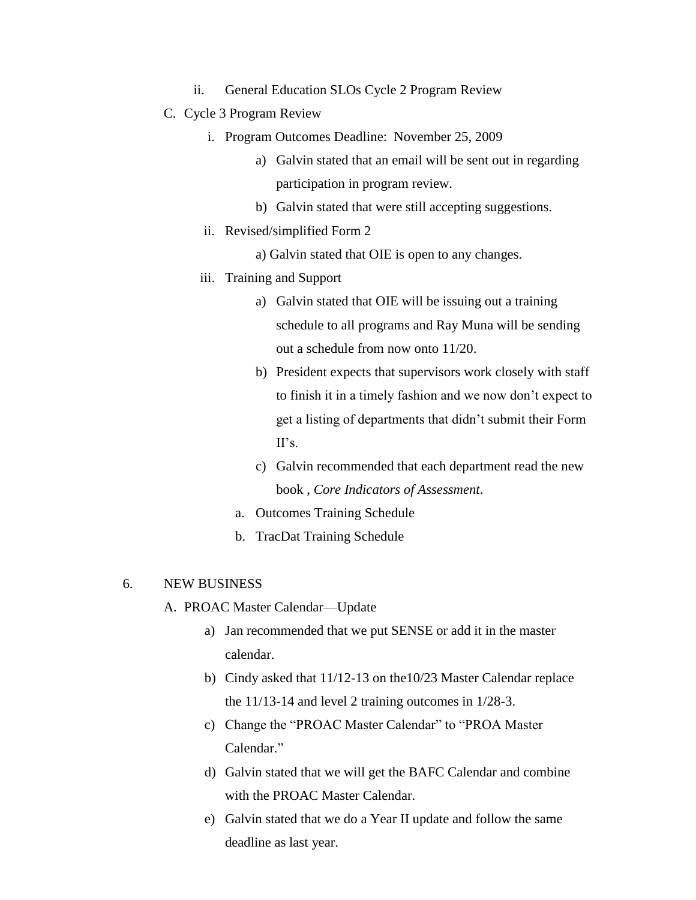ii. General Education SLOs Cycle 2 Program Review

C. Cycle 3 Program Review

i. Program Outcomes Deadline: November 25, 2009

a) Galvin stated that an email will be sent out in regarding participation in program review.

b) Galvin stated that were still accepting suggestions.

ii. Revised/simplified Form 2

a) Galvin stated that OIE is open to any changes.

iii. Training and Support

a) Galvin stated that OIE will be issuing out a training schedule to all programs and Ray Muna will be sending out a schedule from now onto 11/20.

b) President expects that supervisors work closely with staff to finish it in a timely fashion and we now don't expect to get a listing of departments that didn't submit their Form II's.

c) Galvin recommended that each department read the new book , *Core Indicators of Assessment*.

a. Outcomes Training Schedule

b. TracDat Training Schedule

6. NEW BUSINESS

A. PROAC Master Calendar—Update

a) Jan recommended that we put SENSE or add it in the master calendar.

b) Cindy asked that 11/12-13 on the10/23 Master Calendar replace the 11/13-14 and level 2 training outcomes in 1/28-3.

c) Change the "PROAC Master Calendar" to "PROA Master Calendar."

d) Galvin stated that we will get the BAFC Calendar and combine with the PROAC Master Calendar.

e) Galvin stated that we do a Year II update and follow the same deadline as last year.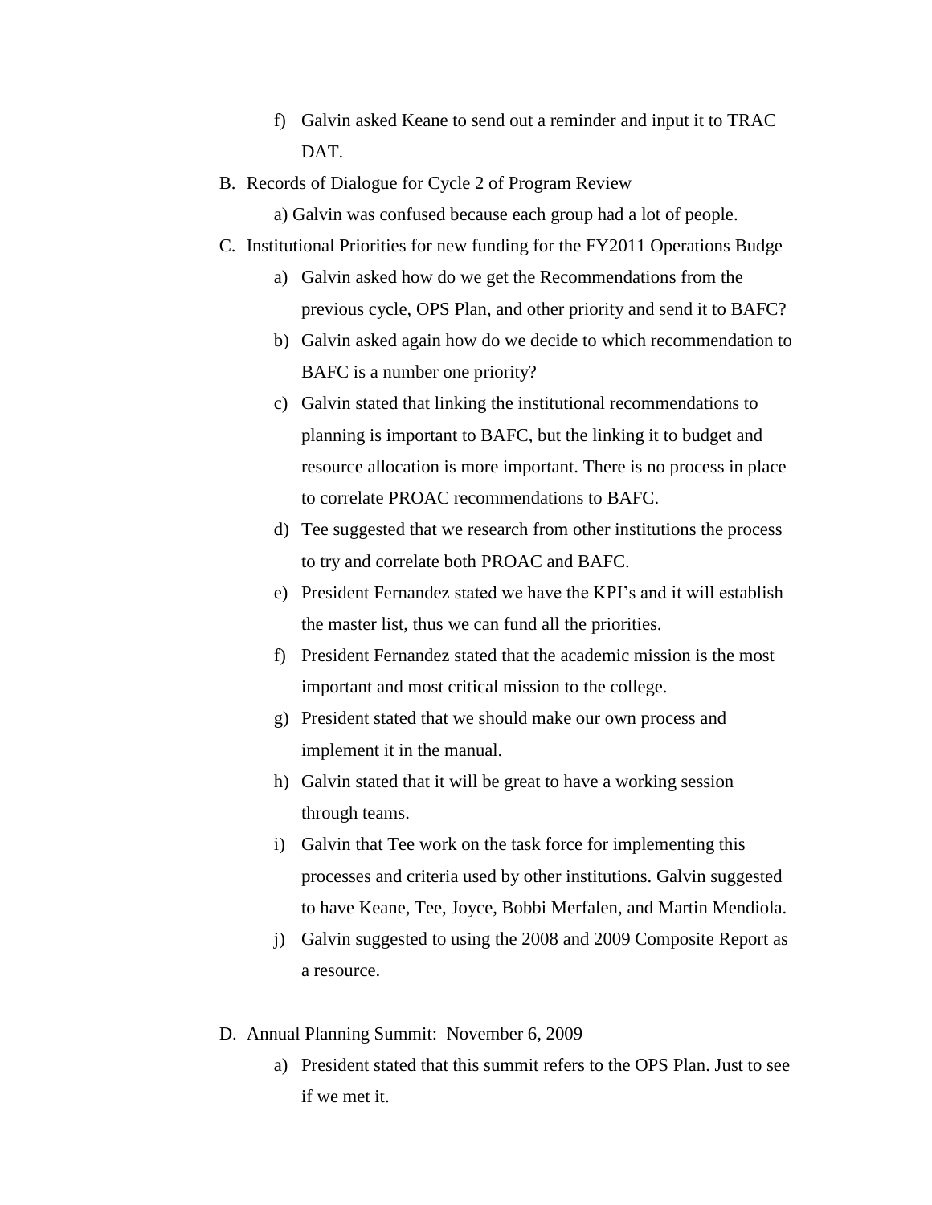f) Galvin asked Keane to send out a reminder and input it to TRAC DAT.

B. Records of Dialogue for Cycle 2 of Program Review

   a) Galvin was confused because each group had a lot of people.

C. Institutional Priorities for new funding for the FY2011 Operations Budge

   a) Galvin asked how do we get the Recommendations from the previous cycle, OPS Plan, and other priority and send it to BAFC?
   b) Galvin asked again how do we decide to which recommendation to BAFC is a number one priority?
   c) Galvin stated that linking the institutional recommendations to planning is important to BAFC, but the linking it to budget and resource allocation is more important. There is no process in place to correlate PROAC recommendations to BAFC.
   d) Tee suggested that we research from other institutions the process to try and correlate both PROAC and BAFC.
   e) President Fernandez stated we have the KPI's and it will establish the master list, thus we can fund all the priorities.
   f) President Fernandez stated that the academic mission is the most important and most critical mission to the college.
   g) President stated that we should make our own process and implement it in the manual.
   h) Galvin stated that it will be great to have a working session through teams.
   i) Galvin that Tee work on the task force for implementing this processes and criteria used by other institutions. Galvin suggested to have Keane, Tee, Joyce, Bobbi Merfalen, and Martin Mendiola.
   j) Galvin suggested to using the 2008 and 2009 Composite Report as a resource.

D. Annual Planning Summit: November 6, 2009

   a) President stated that this summit refers to the OPS Plan. Just to see if we met it.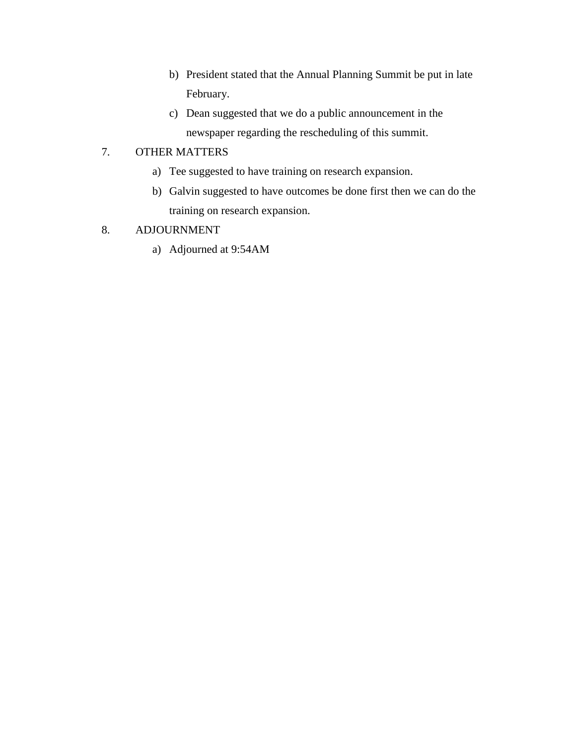b) President stated that the Annual Planning Summit be put in late February.
   c) Dean suggested that we do a public announcement in the newspaper regarding the rescheduling of this summit.

7. OTHER MATTERS
   a) Tee suggested to have training on research expansion.
   b) Galvin suggested to have outcomes be done first then we can do the training on research expansion.

8. ADJOURNMENT
   a) Adjourned at 9:54AM